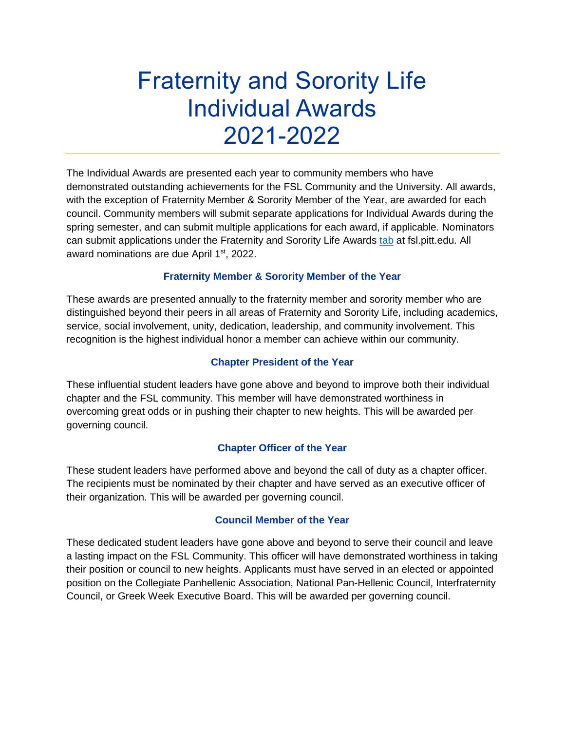# Fraternity and Sorority Life Individual Awards 2021-2022

The Individual Awards are presented each year to community members who have demonstrated outstanding achievements for the FSL Community and the University. All awards, with the exception of Fraternity Member & Sorority Member of the Year, are awarded for each council. Community members will submit separate applications for Individual Awards during the spring semester, and can submit multiple applications for each award, if applicable. Nominators can submit applications under the Fraternity and Sorority Life Awards [tab] at fsl.pitt.edu. All award nominations are due April 1st, 2022.

### Fraternity Member & Sorority Member of the Year

These awards are presented annually to the fraternity member and sorority member who are distinguished beyond their peers in all areas of Fraternity and Sorority Life, including academics, service, social involvement, unity, dedication, leadership, and community involvement. This recognition is the highest individual honor a member can achieve within our community.

### Chapter President of the Year

These influential student leaders have gone above and beyond to improve both their individual chapter and the FSL community. This member will have demonstrated worthiness in overcoming great odds or in pushing their chapter to new heights. This will be awarded per governing council.

### Chapter Officer of the Year

These student leaders have performed above and beyond the call of duty as a chapter officer. The recipients must be nominated by their chapter and have served as an executive officer of their organization. This will be awarded per governing council.

### Council Member of the Year

These dedicated student leaders have gone above and beyond to serve their council and leave a lasting impact on the FSL Community. This officer will have demonstrated worthiness in taking their position or council to new heights. Applicants must have served in an elected or appointed position on the Collegiate Panhellenic Association, National Pan-Hellenic Council, Interfraternity Council, or Greek Week Executive Board. This will be awarded per governing council.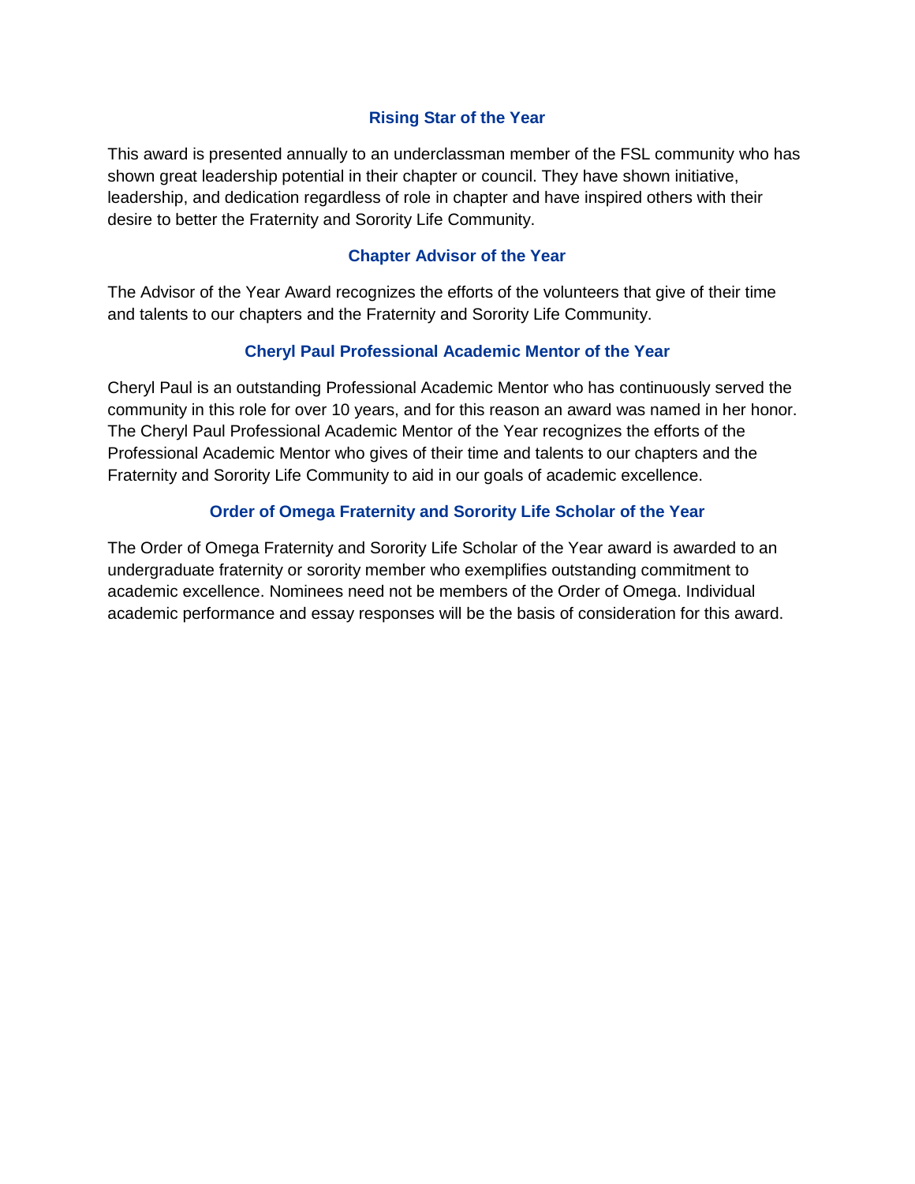### Rising Star of the Year

This award is presented annually to an underclassman member of the FSL community who has shown great leadership potential in their chapter or council. They have shown initiative, leadership, and dedication regardless of role in chapter and have inspired others with their desire to better the Fraternity and Sorority Life Community.

### Chapter Advisor of the Year

The Advisor of the Year Award recognizes the efforts of the volunteers that give of their time and talents to our chapters and the Fraternity and Sorority Life Community.

### Cheryl Paul Professional Academic Mentor of the Year

Cheryl Paul is an outstanding Professional Academic Mentor who has continuously served the community in this role for over 10 years, and for this reason an award was named in her honor. The Cheryl Paul Professional Academic Mentor of the Year recognizes the efforts of the Professional Academic Mentor who gives of their time and talents to our chapters and the Fraternity and Sorority Life Community to aid in our goals of academic excellence.

### Order of Omega Fraternity and Sorority Life Scholar of the Year

The Order of Omega Fraternity and Sorority Life Scholar of the Year award is awarded to an undergraduate fraternity or sorority member who exemplifies outstanding commitment to academic excellence. Nominees need not be members of the Order of Omega. Individual academic performance and essay responses will be the basis of consideration for this award.